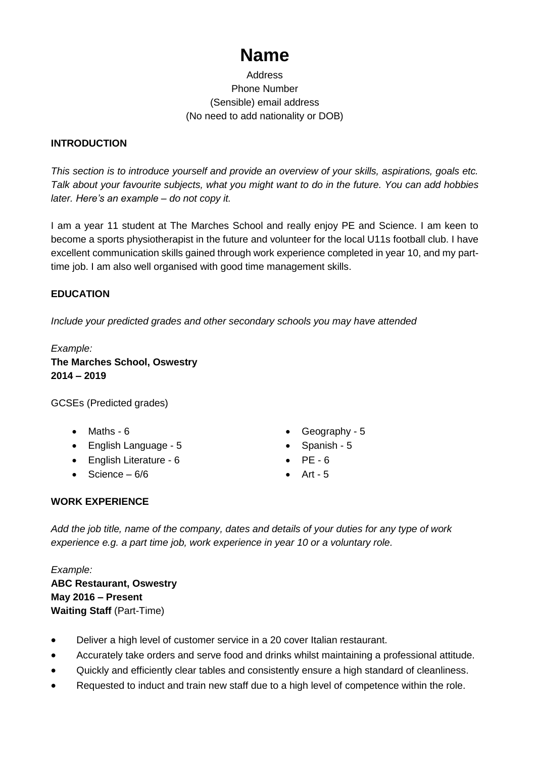# Name

Address
Phone Number
(Sensible) email address
(No need to add nationality or DOB)

**INTRODUCTION**

*This section is to introduce yourself and provide an overview of your skills, aspirations, goals etc. Talk about your favourite subjects, what you might want to do in the future. You can add hobbies later. Here's an example – do not copy it.*

I am a year 11 student at The Marches School and really enjoy PE and Science. I am keen to become a sports physiotherapist in the future and volunteer for the local U11s football club. I have excellent communication skills gained through work experience completed in year 10, and my part-time job. I am also well organised with good time management skills.

**EDUCATION**

*Include your predicted grades and other secondary schools you may have attended*

*Example:*
**The Marches School, Oswestry**
**2014 – 2019**

GCSEs (Predicted grades)

- Maths - 6
- English Language - 5
- English Literature - 6
- Science – 6/6
- Geography - 5
- Spanish - 5
- PE - 6
- Art - 5

**WORK EXPERIENCE**

*Add the job title, name of the company, dates and details of your duties for any type of work experience e.g. a part time job, work experience in year 10 or a voluntary role.*

*Example:*
**ABC Restaurant, Oswestry**
**May 2016 – Present**
**Waiting Staff** (Part-Time)

- Deliver a high level of customer service in a 20 cover Italian restaurant.
- Accurately take orders and serve food and drinks whilst maintaining a professional attitude.
- Quickly and efficiently clear tables and consistently ensure a high standard of cleanliness.
- Requested to induct and train new staff due to a high level of competence within the role.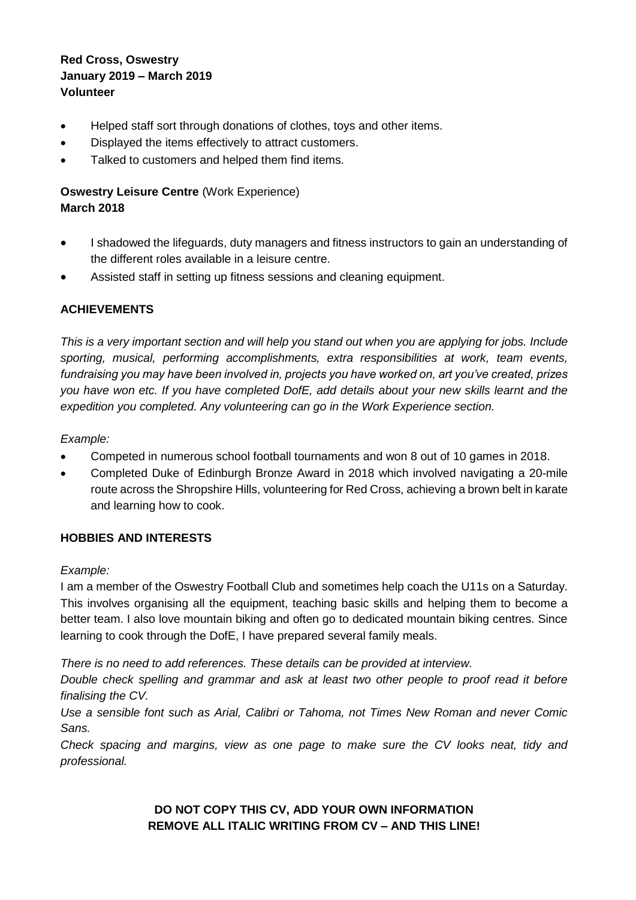**Red Cross, Oswestry**
**January 2019 – March 2019**
**Volunteer**

- Helped staff sort through donations of clothes, toys and other items.
- Displayed the items effectively to attract customers.
- Talked to customers and helped them find items.

**Oswestry Leisure Centre** (Work Experience)
**March 2018**

- I shadowed the lifeguards, duty managers and fitness instructors to gain an understanding of the different roles available in a leisure centre.
- Assisted staff in setting up fitness sessions and cleaning equipment.

**ACHIEVEMENTS**

*This is a very important section and will help you stand out when you are applying for jobs. Include sporting, musical, performing accomplishments, extra responsibilities at work, team events, fundraising you may have been involved in, projects you have worked on, art you've created, prizes you have won etc. If you have completed DofE, add details about your new skills learnt and the expedition you completed. Any volunteering can go in the Work Experience section.*

*Example:*

- Competed in numerous school football tournaments and won 8 out of 10 games in 2018.
- Completed Duke of Edinburgh Bronze Award in 2018 which involved navigating a 20-mile route across the Shropshire Hills, volunteering for Red Cross, achieving a brown belt in karate and learning how to cook.

**HOBBIES AND INTERESTS**

*Example:*

I am a member of the Oswestry Football Club and sometimes help coach the U11s on a Saturday. This involves organising all the equipment, teaching basic skills and helping them to become a better team. I also love mountain biking and often go to dedicated mountain biking centres. Since learning to cook through the DofE, I have prepared several family meals.

*There is no need to add references. These details can be provided at interview.*

*Double check spelling and grammar and ask at least two other people to proof read it before finalising the CV.*

*Use a sensible font such as Arial, Calibri or Tahoma, not Times New Roman and never Comic Sans.*

*Check spacing and margins, view as one page to make sure the CV looks neat, tidy and professional.*

**DO NOT COPY THIS CV, ADD YOUR OWN INFORMATION**
**REMOVE ALL ITALIC WRITING FROM CV – AND THIS LINE!**